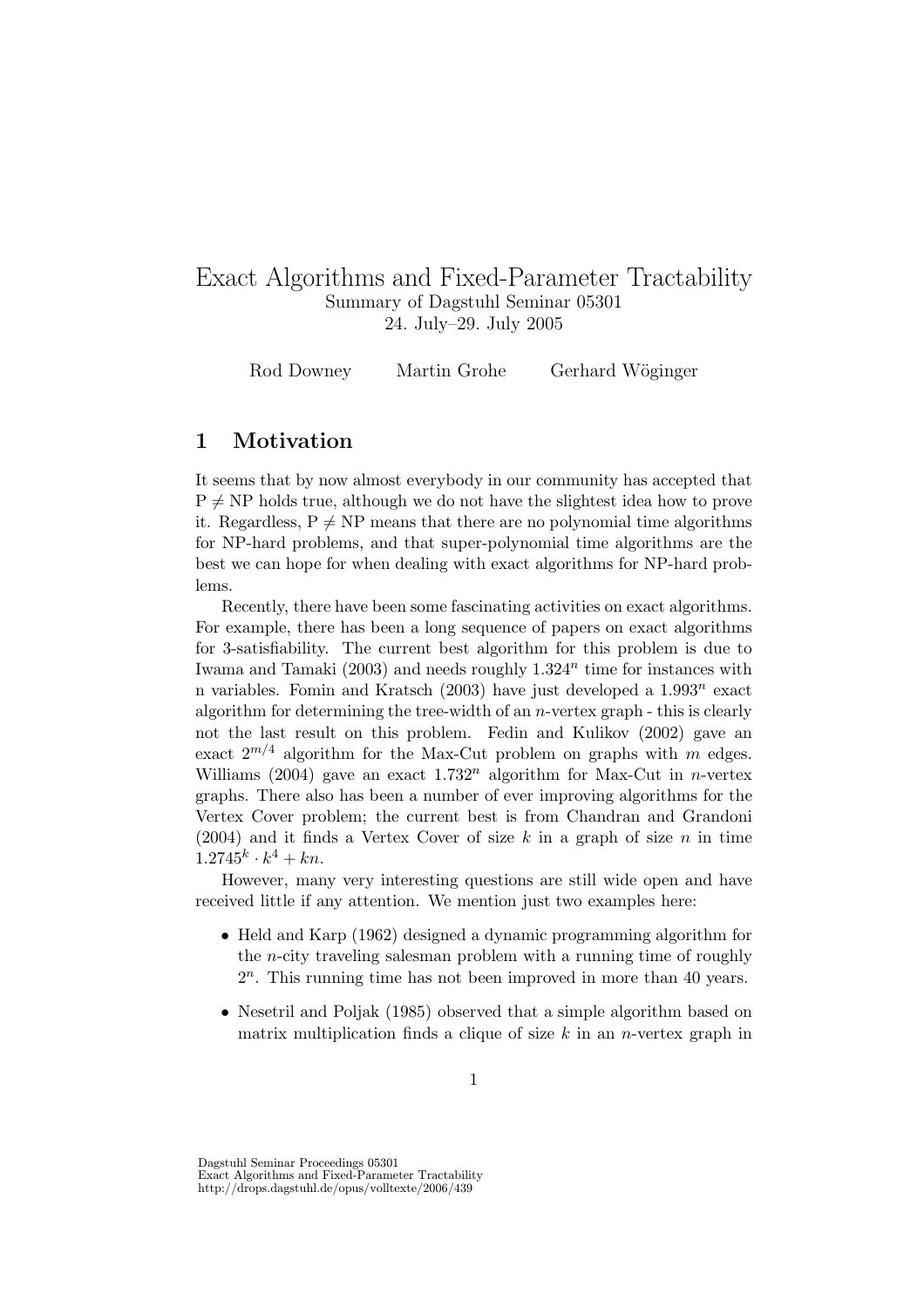# Exact Algorithms and Fixed-Parameter Tractability

Summary of Dagstuhl Seminar 05301

24. July–29. July 2005

Rod Downey  Martin Grohe  Gerhard Wöginger

## 1 Motivation

It seems that by now almost everybody in our community has accepted that P ≠ NP holds true, although we do not have the slightest idea how to prove it. Regardless, P ≠ NP means that there are no polynomial time algorithms for NP-hard problems, and that super-polynomial time algorithms are the best we can hope for when dealing with exact algorithms for NP-hard problems.

Recently, there have been some fascinating activities on exact algorithms. For example, there has been a long sequence of papers on exact algorithms for 3-satisfiability. The current best algorithm for this problem is due to Iwama and Tamaki (2003) and needs roughly $1.324^n$ time for instances with n variables. Fomin and Kratsch (2003) have just developed a $1.993^n$ exact algorithm for determining the tree-width of an $n$-vertex graph - this is clearly not the last result on this problem. Fedin and Kulikov (2002) gave an exact $2^{m/4}$ algorithm for the Max-Cut problem on graphs with $m$ edges. Williams (2004) gave an exact $1.732^n$ algorithm for Max-Cut in $n$-vertex graphs. There also has been a number of ever improving algorithms for the Vertex Cover problem; the current best is from Chandran and Grandoni (2004) and it finds a Vertex Cover of size $k$ in a graph of size $n$ in time $1.2745^k \cdot k^4 + kn$.

However, many very interesting questions are still wide open and have received little if any attention. We mention just two examples here:

- Held and Karp (1962) designed a dynamic programming algorithm for the $n$-city traveling salesman problem with a running time of roughly $2^n$. This running time has not been improved in more than 40 years.
- Nesetril and Poljak (1985) observed that a simple algorithm based on matrix multiplication finds a clique of size $k$ in an $n$-vertex graph in

Dagstuhl Seminar Proceedings 05301
Exact Algorithms and Fixed-Parameter Tractability
http://drops.dagstuhl.de/opus/volltexte/2006/439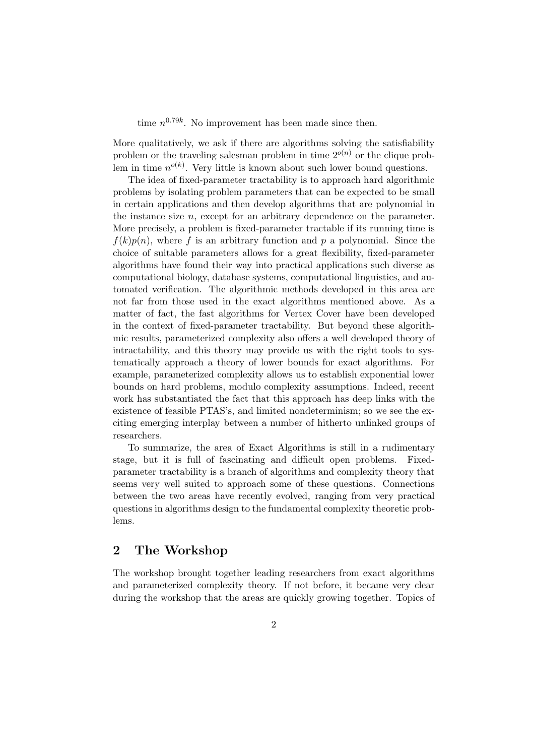time $n^{0.79k}$. No improvement has been made since then.

More qualitatively, we ask if there are algorithms solving the satisfiability problem or the traveling salesman problem in time $2^{o(n)}$ or the clique problem in time $n^{o(k)}$. Very little is known about such lower bound questions.

The idea of fixed-parameter tractability is to approach hard algorithmic problems by isolating problem parameters that can be expected to be small in certain applications and then develop algorithms that are polynomial in the instance size $n$, except for an arbitrary dependence on the parameter. More precisely, a problem is fixed-parameter tractable if its running time is $f(k)p(n)$, where $f$ is an arbitrary function and $p$ a polynomial. Since the choice of suitable parameters allows for a great flexibility, fixed-parameter algorithms have found their way into practical applications such diverse as computational biology, database systems, computational linguistics, and automated verification. The algorithmic methods developed in this area are not far from those used in the exact algorithms mentioned above. As a matter of fact, the fast algorithms for Vertex Cover have been developed in the context of fixed-parameter tractability. But beyond these algorithmic results, parameterized complexity also offers a well developed theory of intractability, and this theory may provide us with the right tools to systematically approach a theory of lower bounds for exact algorithms. For example, parameterized complexity allows us to establish exponential lower bounds on hard problems, modulo complexity assumptions. Indeed, recent work has substantiated the fact that this approach has deep links with the existence of feasible PTAS's, and limited nondeterminism; so we see the exciting emerging interplay between a number of hitherto unlinked groups of researchers.

To summarize, the area of Exact Algorithms is still in a rudimentary stage, but it is full of fascinating and difficult open problems. Fixed-parameter tractability is a branch of algorithms and complexity theory that seems very well suited to approach some of these questions. Connections between the two areas have recently evolved, ranging from very practical questions in algorithms design to the fundamental complexity theoretic problems.

## 2 The Workshop

The workshop brought together leading researchers from exact algorithms and parameterized complexity theory. If not before, it became very clear during the workshop that the areas are quickly growing together. Topics of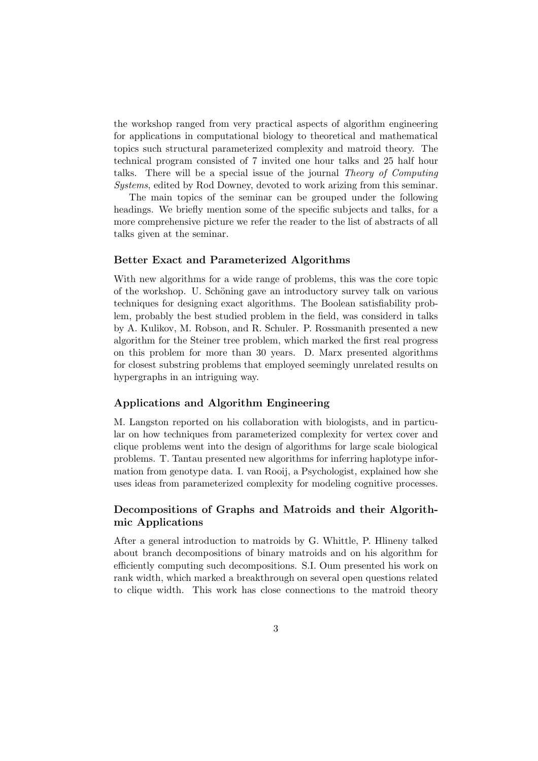the workshop ranged from very practical aspects of algorithm engineering for applications in computational biology to theoretical and mathematical topics such structural parameterized complexity and matroid theory. The technical program consisted of 7 invited one hour talks and 25 half hour talks. There will be a special issue of the journal *Theory of Computing Systems*, edited by Rod Downey, devoted to work arizing from this seminar.

The main topics of the seminar can be grouped under the following headings. We briefly mention some of the specific subjects and talks, for a more comprehensive picture we refer the reader to the list of abstracts of all talks given at the seminar.

### Better Exact and Parameterized Algorithms

With new algorithms for a wide range of problems, this was the core topic of the workshop. U. Schöning gave an introductory survey talk on various techniques for designing exact algorithms. The Boolean satisfiability problem, probably the best studied problem in the field, was considerd in talks by A. Kulikov, M. Robson, and R. Schuler. P. Rossmanith presented a new algorithm for the Steiner tree problem, which marked the first real progress on this problem for more than 30 years. D. Marx presented algorithms for closest substring problems that employed seemingly unrelated results on hypergraphs in an intriguing way.

### Applications and Algorithm Engineering

M. Langston reported on his collaboration with biologists, and in particular on how techniques from parameterized complexity for vertex cover and clique problems went into the design of algorithms for large scale biological problems. T. Tantau presented new algorithms for inferring haplotype information from genotype data. I. van Rooij, a Psychologist, explained how she uses ideas from parameterized complexity for modeling cognitive processes.

### Decompositions of Graphs and Matroids and their Algorithmic Applications

After a general introduction to matroids by G. Whittle, P. Hlineny talked about branch decompositions of binary matroids and on his algorithm for efficiently computing such decompositions. S.I. Oum presented his work on rank width, which marked a breakthrough on several open questions related to clique width. This work has close connections to the matroid theory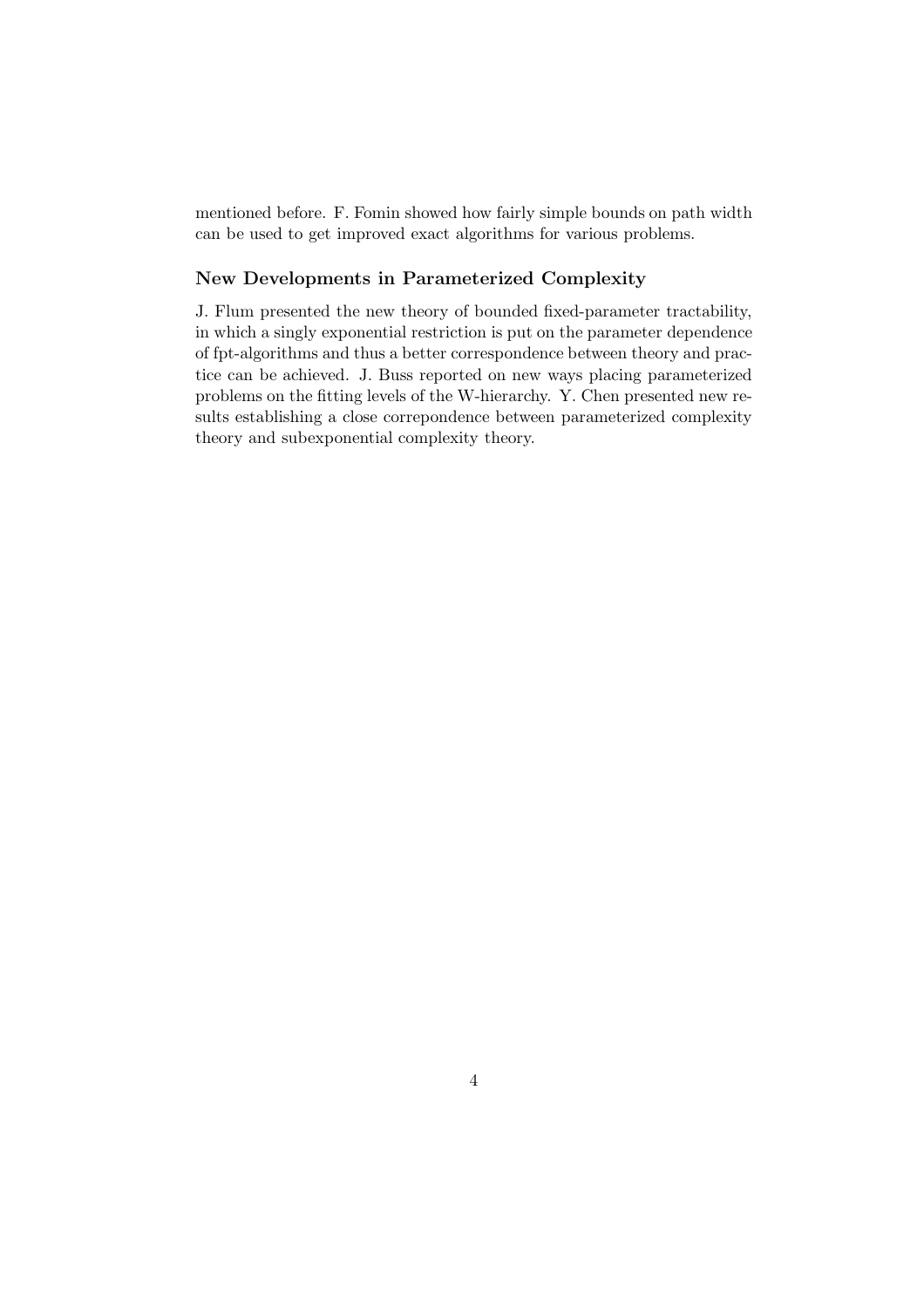mentioned before. F. Fomin showed how fairly simple bounds on path width can be used to get improved exact algorithms for various problems.

### New Developments in Parameterized Complexity

J. Flum presented the new theory of bounded fixed-parameter tractability, in which a singly exponential restriction is put on the parameter dependence of fpt-algorithms and thus a better correspondence between theory and practice can be achieved. J. Buss reported on new ways placing parameterized problems on the fitting levels of the W-hierarchy. Y. Chen presented new results establishing a close correpondence between parameterized complexity theory and subexponential complexity theory.